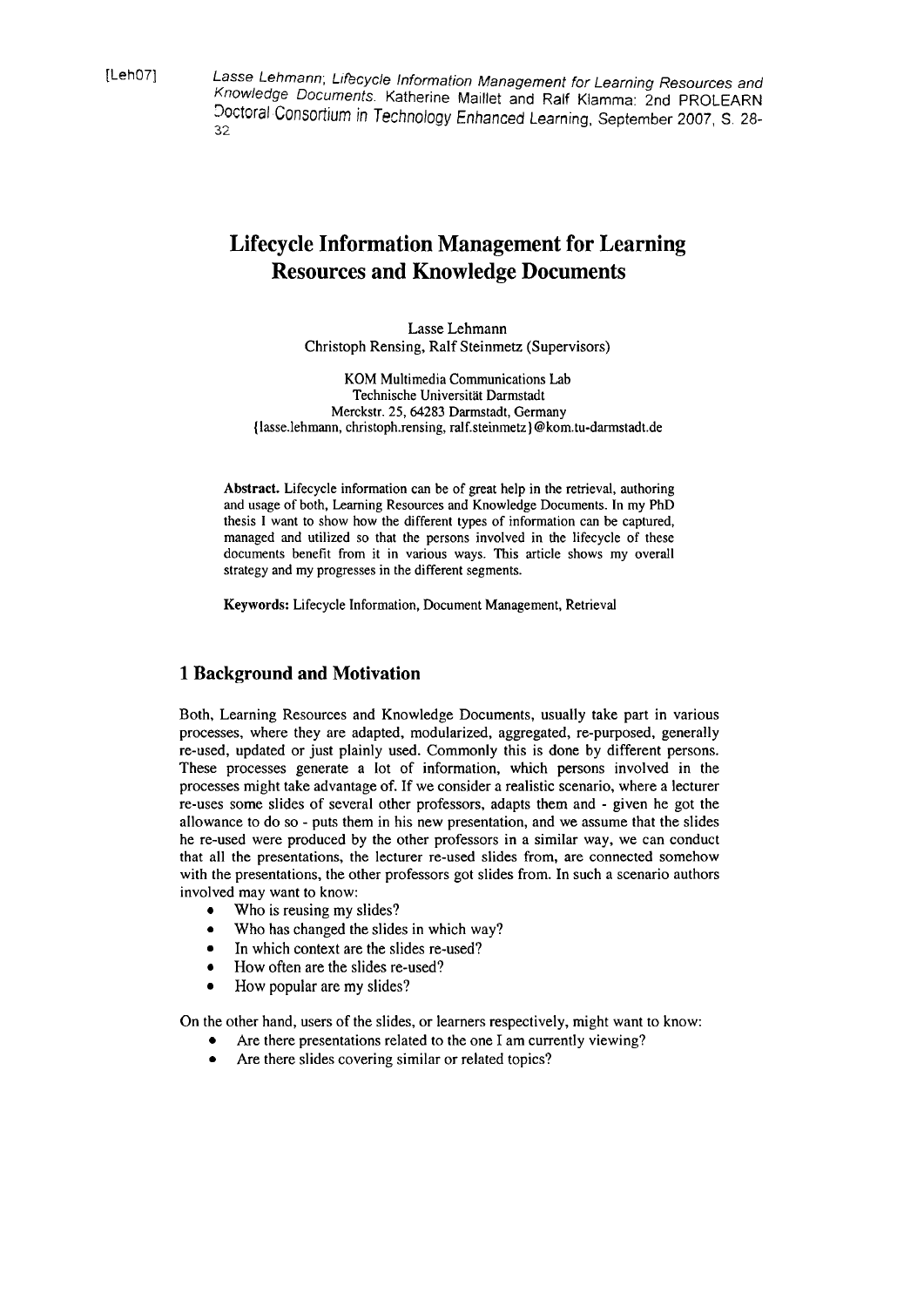[Leh07] Lasse Lehmann; *Lifecycle Information Management for Learning Resources and Knowledge Documents*. Katherine Maillet and Ralf Klamma: 2nd PROLEARN Doctoral Consortium in Technology Enhanced Learning, September 2007, S. 28-32

# Lifecycle Information Management for Learning Resources and Knowledge Documents

Lasse Lehmann
Christoph Rensing, Ralf Steinmetz (Supervisors)

KOM Multimedia Communications Lab
Technische Universität Darmstadt
Merckstr. 25, 64283 Darmstadt, Germany
{lasse.lehmann, christoph.rensing, ralf.steinmetz}@kom.tu-darmstadt.de

**Abstract.** Lifecycle information can be of great help in the retrieval, authoring and usage of both, Learning Resources and Knowledge Documents. In my PhD thesis I want to show how the different types of information can be captured, managed and utilized so that the persons involved in the lifecycle of these documents benefit from it in various ways. This article shows my overall strategy and my progresses in the different segments.

**Keywords:** Lifecycle Information, Document Management, Retrieval

## 1 Background and Motivation

Both, Learning Resources and Knowledge Documents, usually take part in various processes, where they are adapted, modularized, aggregated, re-purposed, generally re-used, updated or just plainly used. Commonly this is done by different persons. These processes generate a lot of information, which persons involved in the processes might take advantage of. If we consider a realistic scenario, where a lecturer re-uses some slides of several other professors, adapts them and - given he got the allowance to do so - puts them in his new presentation, and we assume that the slides he re-used were produced by the other professors in a similar way, we can conduct that all the presentations, the lecturer re-used slides from, are connected somehow with the presentations, the other professors got slides from. In such a scenario authors involved may want to know:

- Who is reusing my slides?
- Who has changed the slides in which way?
- In which context are the slides re-used?
- How often are the slides re-used?
- How popular are my slides?

On the other hand, users of the slides, or learners respectively, might want to know:

- Are there presentations related to the one I am currently viewing?
- Are there slides covering similar or related topics?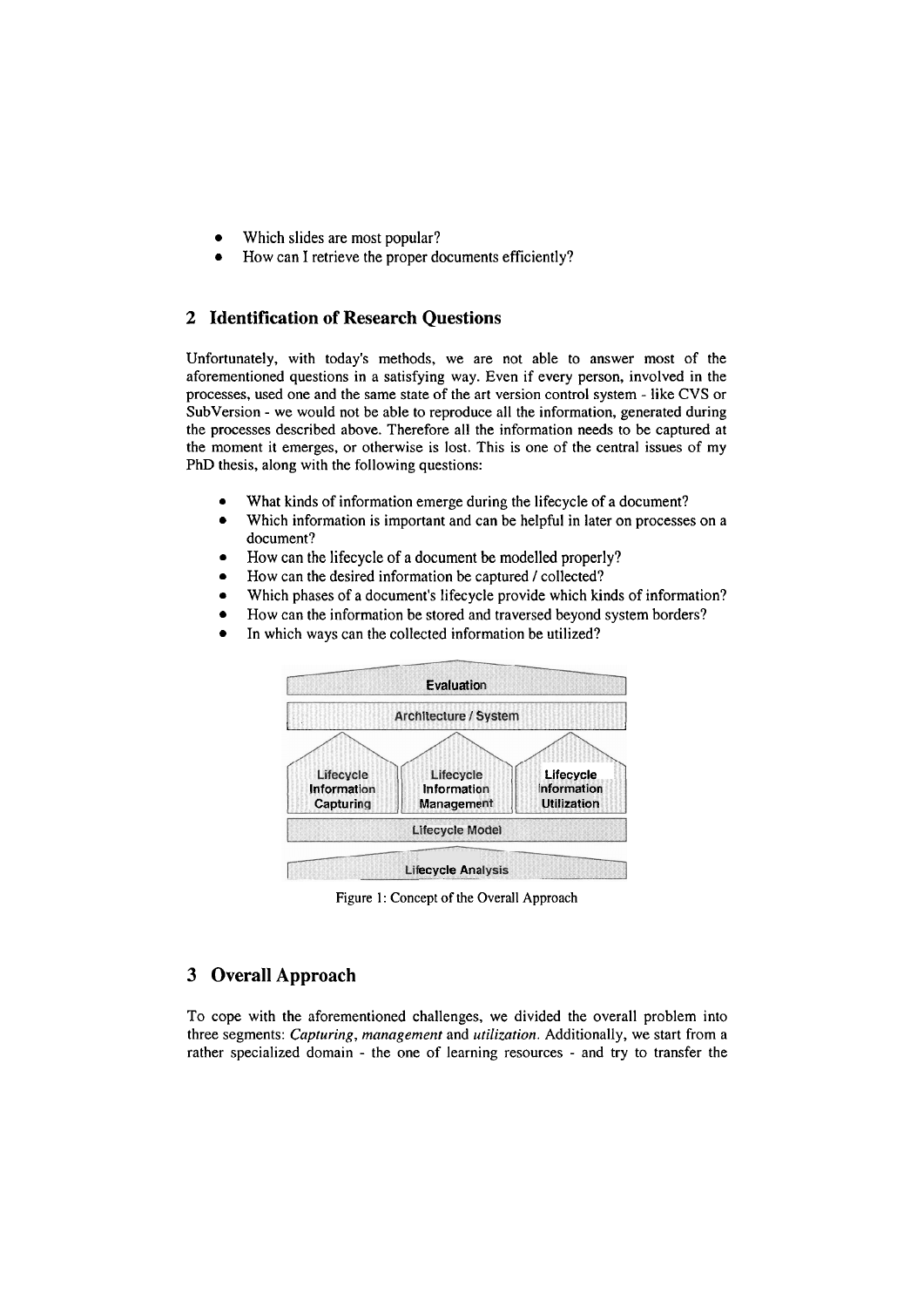- Which slides are most popular?
- How can I retrieve the proper documents efficiently?

## 2 Identification of Research Questions

Unfortunately, with today's methods, we are not able to answer most of the aforementioned questions in a satisfying way. Even if every person, involved in the processes, used one and the same state of the art version control system - like CVS or SubVersion - we would not be able to reproduce all the information, generated during the processes described above. Therefore all the information needs to be captured at the moment it emerges, or otherwise is lost. This is one of the central issues of my PhD thesis, along with the following questions:

- What kinds of information emerge during the lifecycle of a document?
- Which information is important and can be helpful in later on processes on a document?
- How can the lifecycle of a document be modelled properly?
- How can the desired information be captured / collected?
- Which phases of a document's lifecycle provide which kinds of information?
- How can the information be stored and traversed beyond system borders?
- In which ways can the collected information be utilized?

Evaluation

Architecture / System

Lifecycle Information Capturing | Lifecycle Information Management | Lifecycle Information Utilization

Lifecycle Model

Lifecycle Analysis

Figure 1: Concept of the Overall Approach

## 3 Overall Approach

To cope with the aforementioned challenges, we divided the overall problem into three segments: *Capturing*, *management* and *utilization*. Additionally, we start from a rather specialized domain - the one of learning resources - and try to transfer the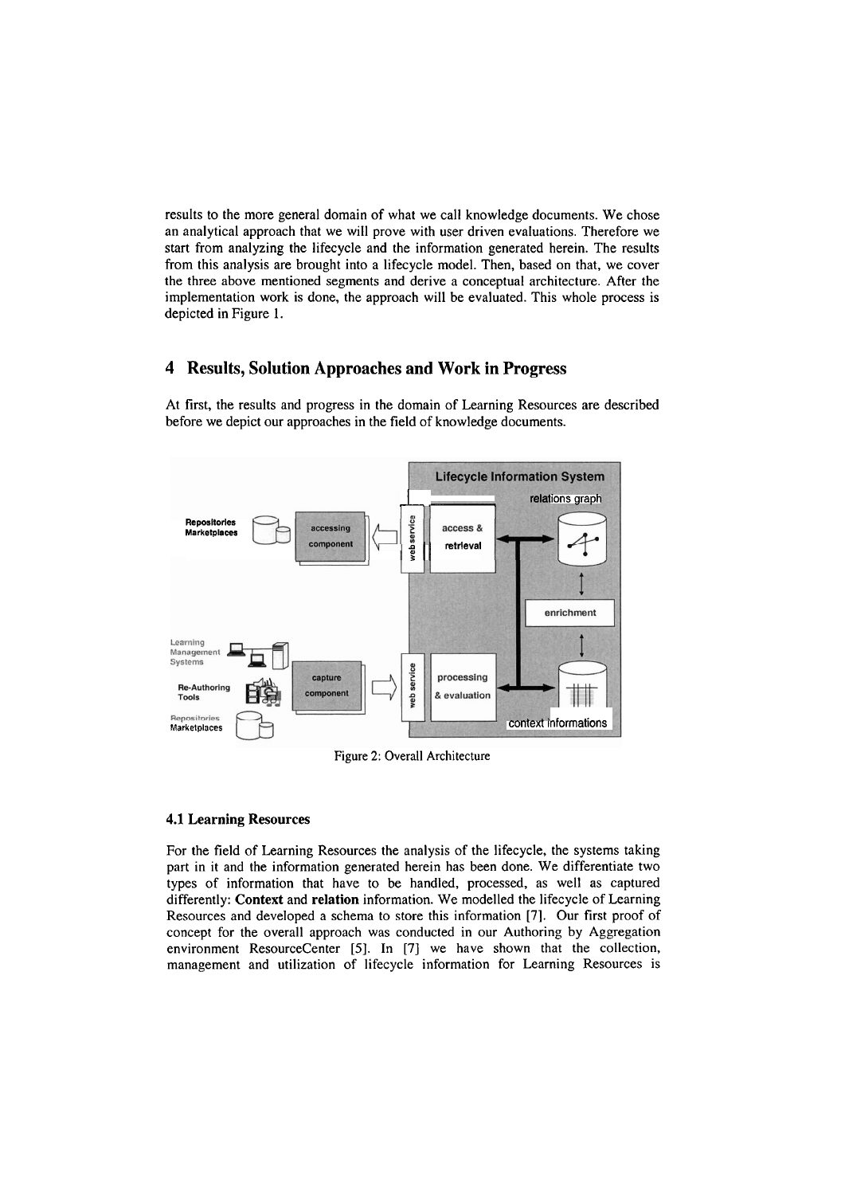results to the more general domain of what we call knowledge documents. We chose an analytical approach that we will prove with user driven evaluations. Therefore we start from analyzing the lifecycle and the information generated herein. The results from this analysis are brought into a lifecycle model. Then, based on that, we cover the three above mentioned segments and derive a conceptual architecture. After the implementation work is done, the approach will be evaluated. This whole process is depicted in Figure 1.

## 4 Results, Solution Approaches and Work in Progress

At first, the results and progress in the domain of Learning Resources are described before we depict our approaches in the field of knowledge documents.

Figure 2: Overall Architecture

### 4.1 Learning Resources

For the field of Learning Resources the analysis of the lifecycle, the systems taking part in it and the information generated herein has been done. We differentiate two types of information that have to be handled, processed, as well as captured differently: **Context** and **relation** information. We modelled the lifecycle of Learning Resources and developed a schema to store this information [7]. Our first proof of concept for the overall approach was conducted in our Authoring by Aggregation environment ResourceCenter [5]. In [7] we have shown that the collection, management and utilization of lifecycle information for Learning Resources is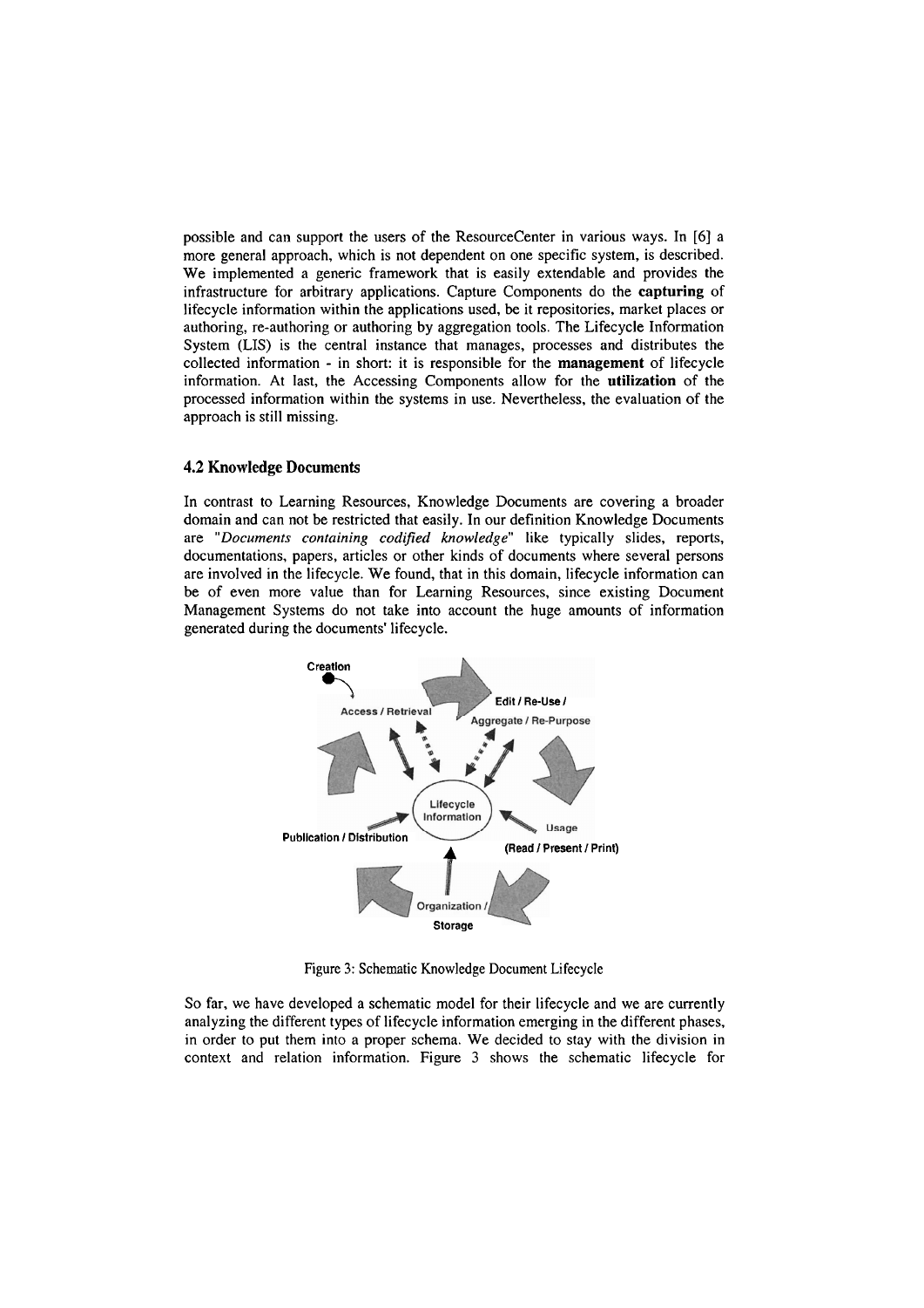possible and can support the users of the ResourceCenter in various ways. In [6] a more general approach, which is not dependent on one specific system, is described. We implemented a generic framework that is easily extendable and provides the infrastructure for arbitrary applications. Capture Components do the **capturing** of lifecycle information within the applications used, be it repositories, market places or authoring, re-authoring or authoring by aggregation tools. The Lifecycle Information System (LIS) is the central instance that manages, processes and distributes the collected information - in short: it is responsible for the **management** of lifecycle information. At last, the Accessing Components allow for the **utilization** of the processed information within the systems in use. Nevertheless, the evaluation of the approach is still missing.

### 4.2 Knowledge Documents

In contrast to Learning Resources, Knowledge Documents are covering a broader domain and can not be restricted that easily. In our definition Knowledge Documents are "*Documents containing codified knowledge*" like typically slides, reports, documentations, papers, articles or other kinds of documents where several persons are involved in the lifecycle. We found, that in this domain, lifecycle information can be of even more value than for Learning Resources, since existing Document Management Systems do not take into account the huge amounts of information generated during the documents' lifecycle.

Figure 3: Schematic Knowledge Document Lifecycle

So far, we have developed a schematic model for their lifecycle and we are currently analyzing the different types of lifecycle information emerging in the different phases, in order to put them into a proper schema. We decided to stay with the division in context and relation information. Figure 3 shows the schematic lifecycle for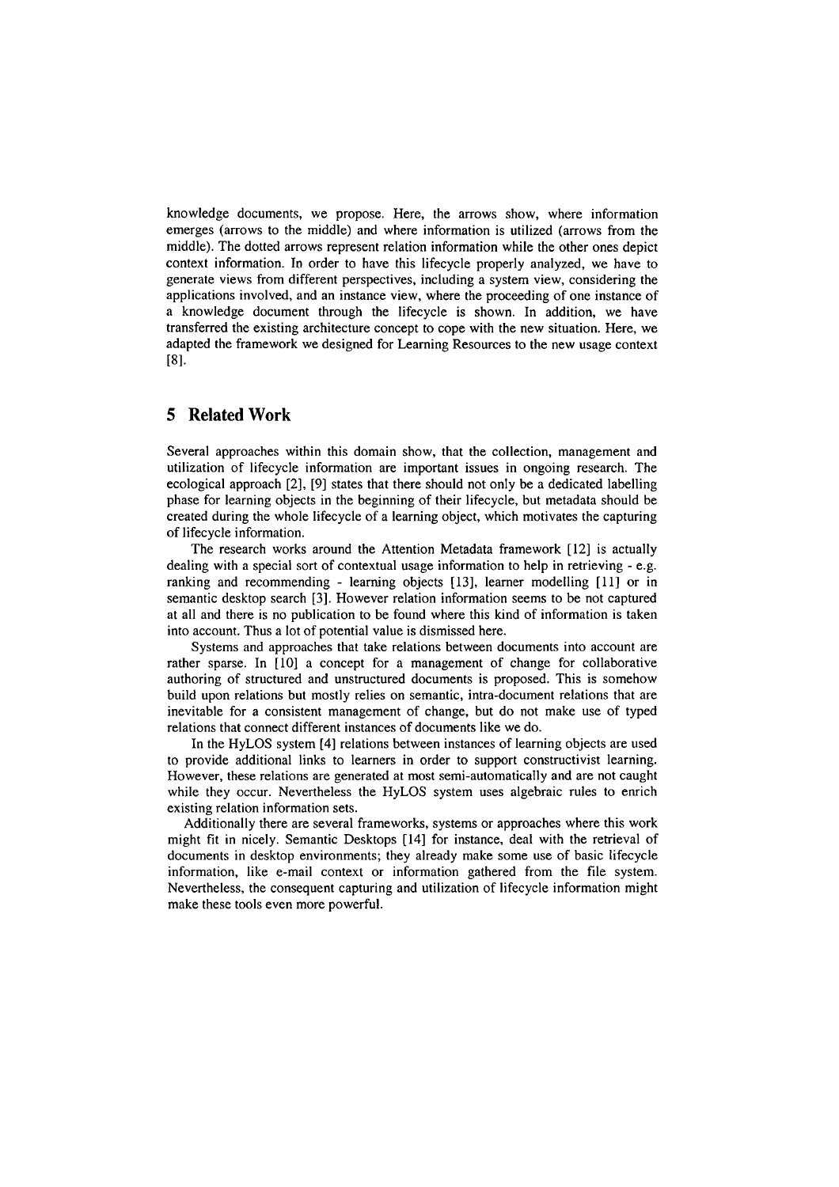knowledge documents, we propose. Here, the arrows show, where information emerges (arrows to the middle) and where information is utilized (arrows from the middle). The dotted arrows represent relation information while the other ones depict context information. In order to have this lifecycle properly analyzed, we have to generate views from different perspectives, including a system view, considering the applications involved, and an instance view, where the proceeding of one instance of a knowledge document through the lifecycle is shown. In addition, we have transferred the existing architecture concept to cope with the new situation. Here, we adapted the framework we designed for Learning Resources to the new usage context [8].

## 5 Related Work

Several approaches within this domain show, that the collection, management and utilization of lifecycle information are important issues in ongoing research. The ecological approach [2], [9] states that there should not only be a dedicated labelling phase for learning objects in the beginning of their lifecycle, but metadata should be created during the whole lifecycle of a learning object, which motivates the capturing of lifecycle information.

The research works around the Attention Metadata framework [12] is actually dealing with a special sort of contextual usage information to help in retrieving - e.g. ranking and recommending - learning objects [13], learner modelling [11] or in semantic desktop search [3]. However relation information seems to be not captured at all and there is no publication to be found where this kind of information is taken into account. Thus a lot of potential value is dismissed here.

Systems and approaches that take relations between documents into account are rather sparse. In [10] a concept for a management of change for collaborative authoring of structured and unstructured documents is proposed. This is somehow build upon relations but mostly relies on semantic, intra-document relations that are inevitable for a consistent management of change, but do not make use of typed relations that connect different instances of documents like we do.

In the HyLOS system [4] relations between instances of learning objects are used to provide additional links to learners in order to support constructivist learning. However, these relations are generated at most semi-automatically and are not caught while they occur. Nevertheless the HyLOS system uses algebraic rules to enrich existing relation information sets.

Additionally there are several frameworks, systems or approaches where this work might fit in nicely. Semantic Desktops [14] for instance, deal with the retrieval of documents in desktop environments; they already make some use of basic lifecycle information, like e-mail context or information gathered from the file system. Nevertheless, the consequent capturing and utilization of lifecycle information might make these tools even more powerful.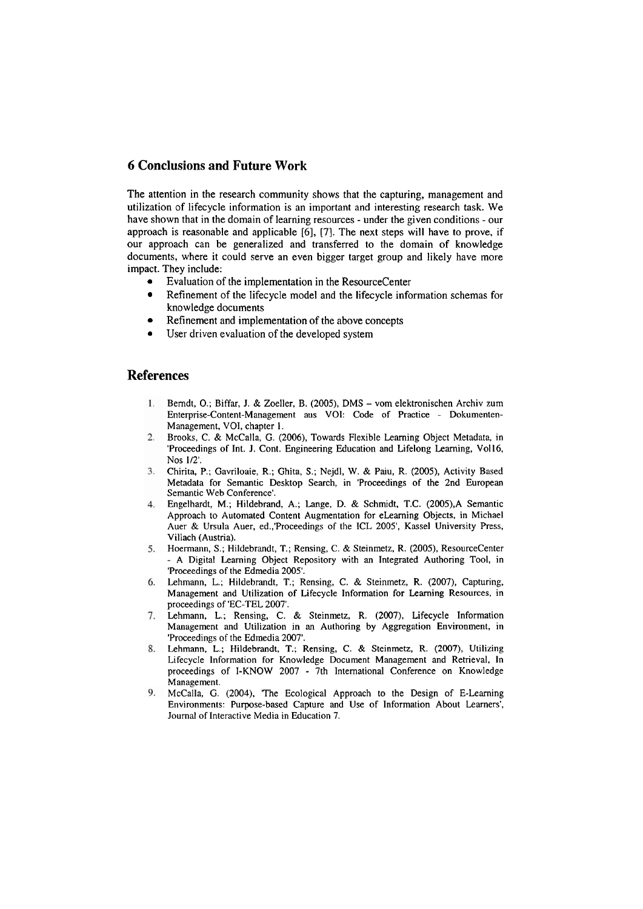## 6 Conclusions and Future Work

The attention in the research community shows that the capturing, management and utilization of lifecycle information is an important and interesting research task. We have shown that in the domain of learning resources - under the given conditions - our approach is reasonable and applicable [6], [7]. The next steps will have to prove, if our approach can be generalized and transferred to the domain of knowledge documents, where it could serve an even bigger target group and likely have more impact. They include:

- Evaluation of the implementation in the ResourceCenter
- Refinement of the lifecycle model and the lifecycle information schemas for knowledge documents
- Refinement and implementation of the above concepts
- User driven evaluation of the developed system

## References

1. Berndt, O.; Biffar, J. & Zoeller, B. (2005), DMS – vom elektronischen Archiv zum Enterprise-Content-Management aus VOI: Code of Practice - Dokumenten-Management, VOI, chapter 1.
2. Brooks, C. & McCalla, G. (2006), Towards Flexible Learning Object Metadata, in 'Proceedings of Int. J. Cont. Engineering Education and Lifelong Learning, Vol16, Nos 1/2'.
3. Chirita, P.; Gavriloaie, R.; Ghita, S.; Nejdl, W. & Paiu, R. (2005), Activity Based Metadata for Semantic Desktop Search, in 'Proceedings of the 2nd European Semantic Web Conference'.
4. Engelhardt, M.; Hildebrand, A.; Lange, D. & Schmidt, T.C. (2005),A Semantic Approach to Automated Content Augmentation for eLearning Objects, in Michael Auer & Ursula Auer, ed.,'Proceedings of the ICL 2005', Kassel University Press, Villach (Austria).
5. Hoermann, S.; Hildebrandt, T.; Rensing, C. & Steinmetz, R. (2005), ResourceCenter - A Digital Learning Object Repository with an Integrated Authoring Tool, in 'Proceedings of the Edmedia 2005'.
6. Lehmann, L.; Hildebrandt, T.; Rensing, C. & Steinmetz, R. (2007), Capturing, Management and Utilization of Lifecycle Information for Learning Resources, in proceedings of 'EC-TEL 2007'.
7. Lehmann, L.; Rensing, C. & Steinmetz, R. (2007), Lifecycle Information Management and Utilization in an Authoring by Aggregation Environment, in 'Proceedings of the Edmedia 2007'.
8. Lehmann, L.; Hildebrandt, T.; Rensing, C. & Steinmetz, R. (2007), Utilizing Lifecycle Information for Knowledge Document Management and Retrieval, In proceedings of I-KNOW 2007 - 7th International Conference on Knowledge Management.
9. McCalla, G. (2004), 'The Ecological Approach to the Design of E-Learning Environments: Purpose-based Capture and Use of Information About Learners', Journal of Interactive Media in Education 7.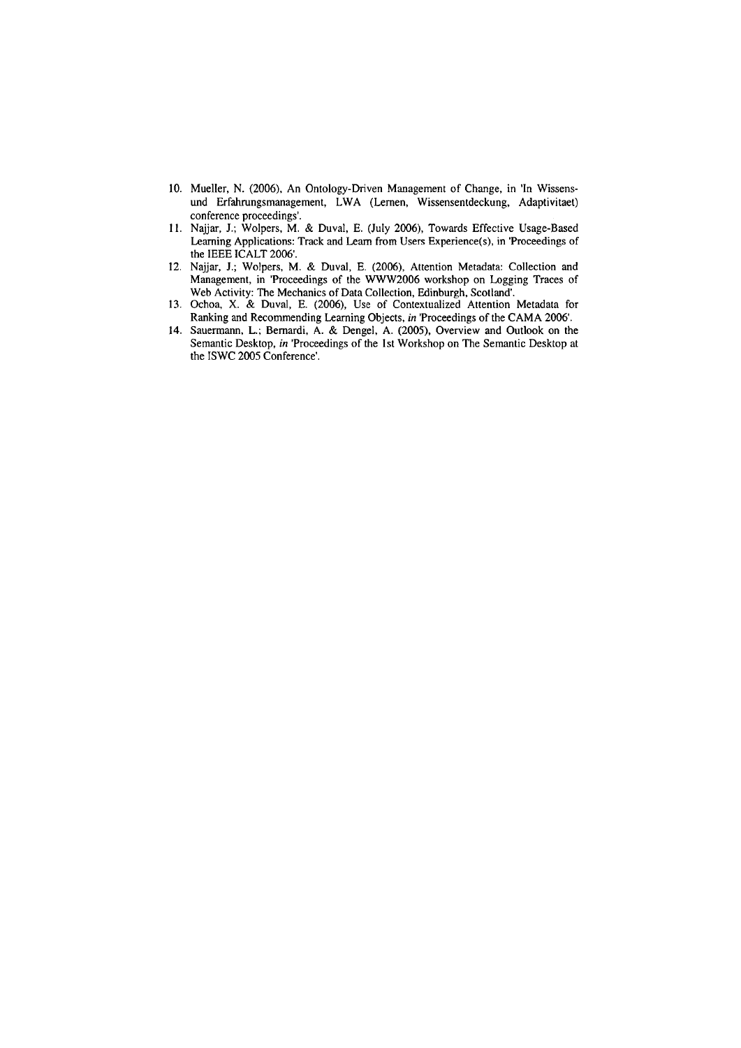10. Mueller, N. (2006), An Ontology-Driven Management of Change, in 'In Wissens- und Erfahrungsmanagement, LWA (Lernen, Wissensentdeckung, Adaptivitaet) conference proceedings'.
11. Najjar, J.; Wolpers, M. & Duval, E. (July 2006), Towards Effective Usage-Based Learning Applications: Track and Learn from Users Experience(s), in 'Proceedings of the IEEE ICALT 2006'.
12. Najjar, J.; Wolpers, M. & Duval, E. (2006), Attention Metadata: Collection and Management, in 'Proceedings of the WWW2006 workshop on Logging Traces of Web Activity: The Mechanics of Data Collection, Edinburgh, Scotland'.
13. Ochoa, X. & Duval, E. (2006), Use of Contextualized Attention Metadata for Ranking and Recommending Learning Objects, *in* 'Proceedings of the CAMA 2006'.
14. Sauermann, L.; Bernardi, A. & Dengel, A. (2005), Overview and Outlook on the Semantic Desktop, *in* 'Proceedings of the 1st Workshop on The Semantic Desktop at the ISWC 2005 Conference'.